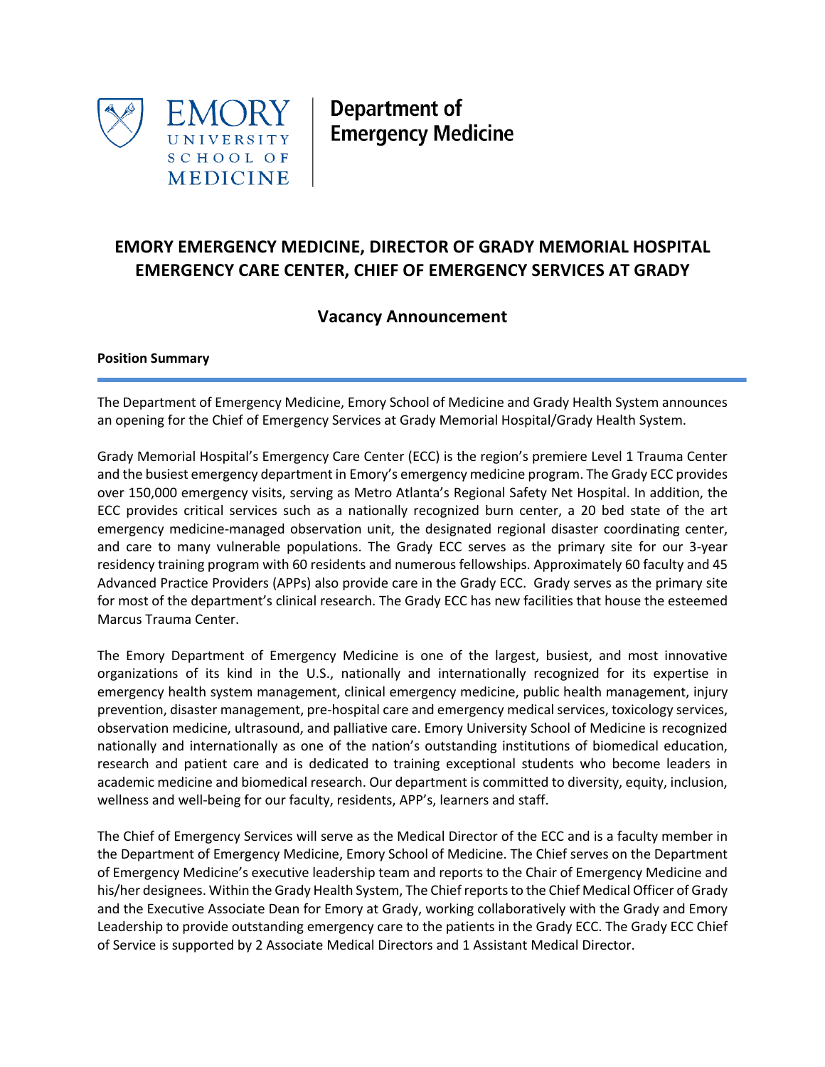Emory University School of Medicine | Department of Emergency Medicine

# EMORY EMERGENCY MEDICINE, DIRECTOR OF GRADY MEMORIAL HOSPITAL EMERGENCY CARE CENTER, CHIEF OF EMERGENCY SERVICES AT GRADY

## Vacancy Announcement

**Position Summary**

The Department of Emergency Medicine, Emory School of Medicine and Grady Health System announces an opening for the Chief of Emergency Services at Grady Memorial Hospital/Grady Health System.

Grady Memorial Hospital's Emergency Care Center (ECC) is the region's premiere Level 1 Trauma Center and the busiest emergency department in Emory's emergency medicine program. The Grady ECC provides over 150,000 emergency visits, serving as Metro Atlanta's Regional Safety Net Hospital. In addition, the ECC provides critical services such as a nationally recognized burn center, a 20 bed state of the art emergency medicine-managed observation unit, the designated regional disaster coordinating center, and care to many vulnerable populations. The Grady ECC serves as the primary site for our 3-year residency training program with 60 residents and numerous fellowships. Approximately 60 faculty and 45 Advanced Practice Providers (APPs) also provide care in the Grady ECC. Grady serves as the primary site for most of the department's clinical research. The Grady ECC has new facilities that house the esteemed Marcus Trauma Center.

The Emory Department of Emergency Medicine is one of the largest, busiest, and most innovative organizations of its kind in the U.S., nationally and internationally recognized for its expertise in emergency health system management, clinical emergency medicine, public health management, injury prevention, disaster management, pre-hospital care and emergency medical services, toxicology services, observation medicine, ultrasound, and palliative care. Emory University School of Medicine is recognized nationally and internationally as one of the nation's outstanding institutions of biomedical education, research and patient care and is dedicated to training exceptional students who become leaders in academic medicine and biomedical research. Our department is committed to diversity, equity, inclusion, wellness and well-being for our faculty, residents, APP's, learners and staff.

The Chief of Emergency Services will serve as the Medical Director of the ECC and is a faculty member in the Department of Emergency Medicine, Emory School of Medicine. The Chief serves on the Department of Emergency Medicine's executive leadership team and reports to the Chair of Emergency Medicine and his/her designees. Within the Grady Health System, The Chief reports to the Chief Medical Officer of Grady and the Executive Associate Dean for Emory at Grady, working collaboratively with the Grady and Emory Leadership to provide outstanding emergency care to the patients in the Grady ECC. The Grady ECC Chief of Service is supported by 2 Associate Medical Directors and 1 Assistant Medical Director.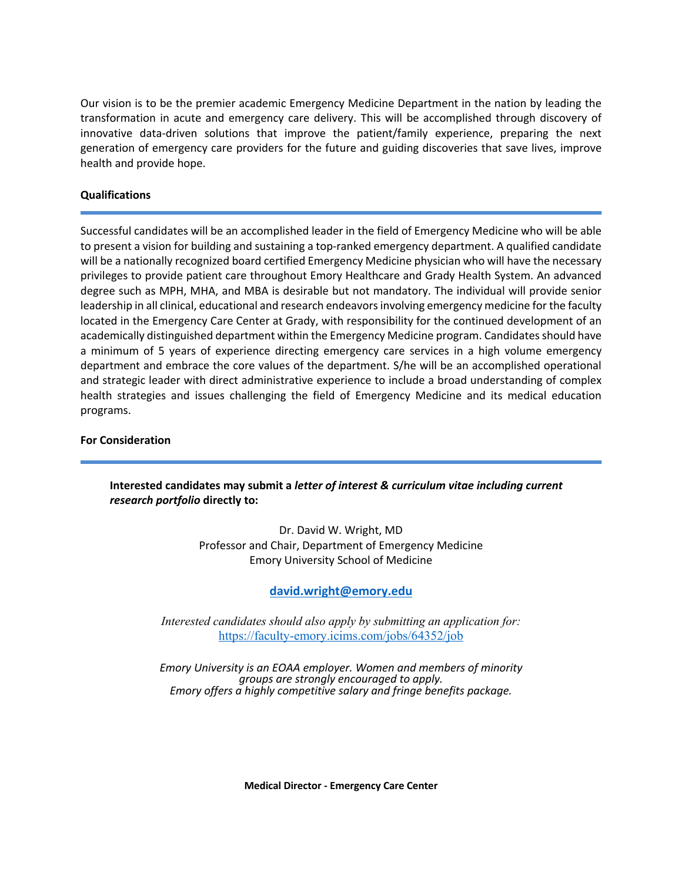Our vision is to be the premier academic Emergency Medicine Department in the nation by leading the transformation in acute and emergency care delivery. This will be accomplished through discovery of innovative data-driven solutions that improve the patient/family experience, preparing the next generation of emergency care providers for the future and guiding discoveries that save lives, improve health and provide hope.

**Qualifications**

---

Successful candidates will be an accomplished leader in the field of Emergency Medicine who will be able to present a vision for building and sustaining a top-ranked emergency department. A qualified candidate will be a nationally recognized board certified Emergency Medicine physician who will have the necessary privileges to provide patient care throughout Emory Healthcare and Grady Health System. An advanced degree such as MPH, MHA, and MBA is desirable but not mandatory. The individual will provide senior leadership in all clinical, educational and research endeavors involving emergency medicine for the faculty located in the Emergency Care Center at Grady, with responsibility for the continued development of an academically distinguished department within the Emergency Medicine program. Candidates should have a minimum of 5 years of experience directing emergency care services in a high volume emergency department and embrace the core values of the department. S/he will be an accomplished operational and strategic leader with direct administrative experience to include a broad understanding of complex health strategies and issues challenging the field of Emergency Medicine and its medical education programs.

**For Consideration**

---

**Interested candidates may submit a *letter of interest & curriculum vitae including current research portfolio* directly to:**

Dr. David W. Wright, MD
Professor and Chair, Department of Emergency Medicine
Emory University School of Medicine

**david.wright@emory.edu**

*Interested candidates should also apply by submitting an application for:*
https://faculty-emory.icims.com/jobs/64352/job

*Emory University is an EOAA employer. Women and members of minority groups are strongly encouraged to apply.*
*Emory offers a highly competitive salary and fringe benefits package.*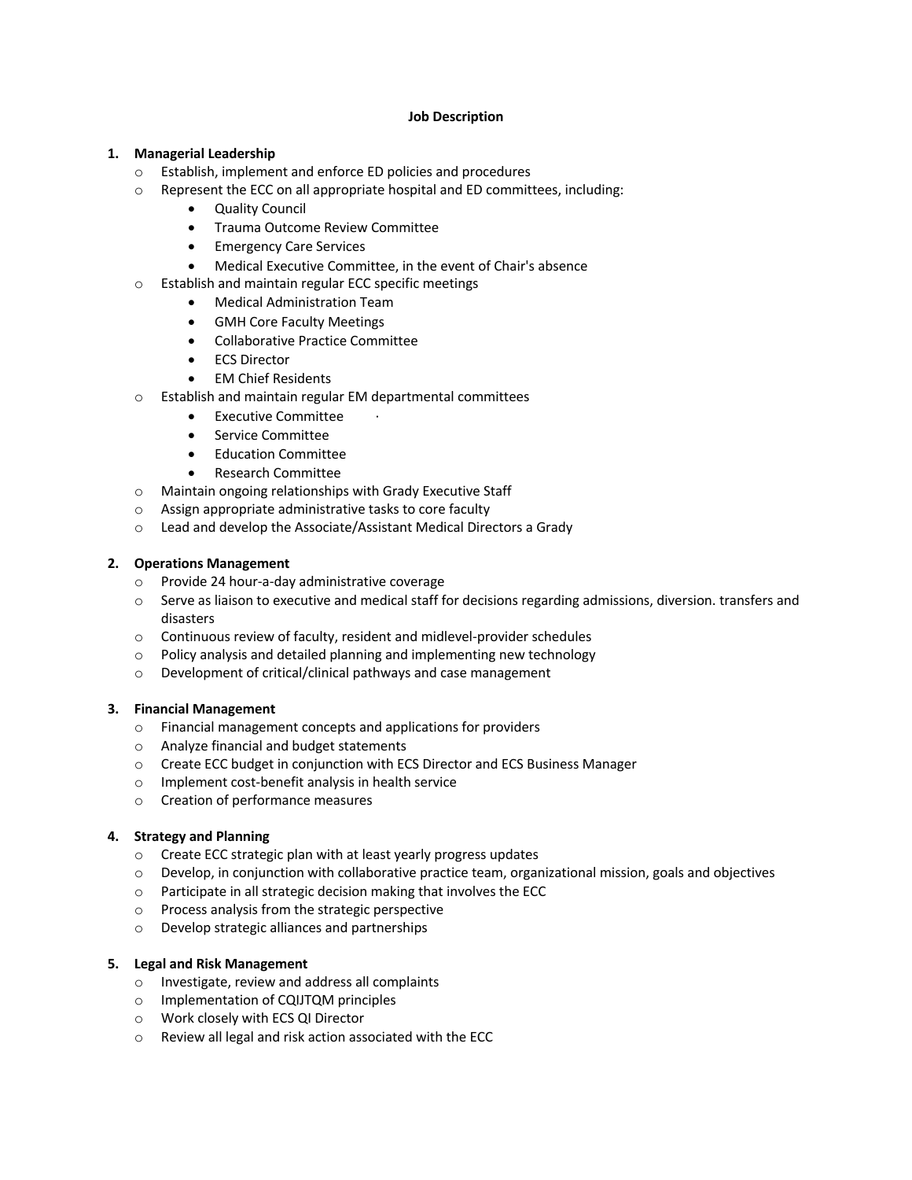**Job Description**

1. **Managerial Leadership**
   - Establish, implement and enforce ED policies and procedures
   - Represent the ECC on all appropriate hospital and ED committees, including:
     - Quality Council
     - Trauma Outcome Review Committee
     - Emergency Care Services
     - Medical Executive Committee, in the event of Chair's absence
   - Establish and maintain regular ECC specific meetings
     - Medical Administration Team
     - GMH Core Faculty Meetings
     - Collaborative Practice Committee
     - ECS Director
     - EM Chief Residents
   - Establish and maintain regular EM departmental committees
     - Executive Committee
     - Service Committee
     - Education Committee
     - Research Committee
   - Maintain ongoing relationships with Grady Executive Staff
   - Assign appropriate administrative tasks to core faculty
   - Lead and develop the Associate/Assistant Medical Directors a Grady

2. **Operations Management**
   - Provide 24 hour-a-day administrative coverage
   - Serve as liaison to executive and medical staff for decisions regarding admissions, diversion. transfers and disasters
   - Continuous review of faculty, resident and midlevel-provider schedules
   - Policy analysis and detailed planning and implementing new technology
   - Development of critical/clinical pathways and case management

3. **Financial Management**
   - Financial management concepts and applications for providers
   - Analyze financial and budget statements
   - Create ECC budget in conjunction with ECS Director and ECS Business Manager
   - Implement cost-benefit analysis in health service
   - Creation of performance measures

4. **Strategy and Planning**
   - Create ECC strategic plan with at least yearly progress updates
   - Develop, in conjunction with collaborative practice team, organizational mission, goals and objectives
   - Participate in all strategic decision making that involves the ECC
   - Process analysis from the strategic perspective
   - Develop strategic alliances and partnerships

5. **Legal and Risk Management**
   - Investigate, review and address all complaints
   - Implementation of CQIJTQM principles
   - Work closely with ECS QI Director
   - Review all legal and risk action associated with the ECC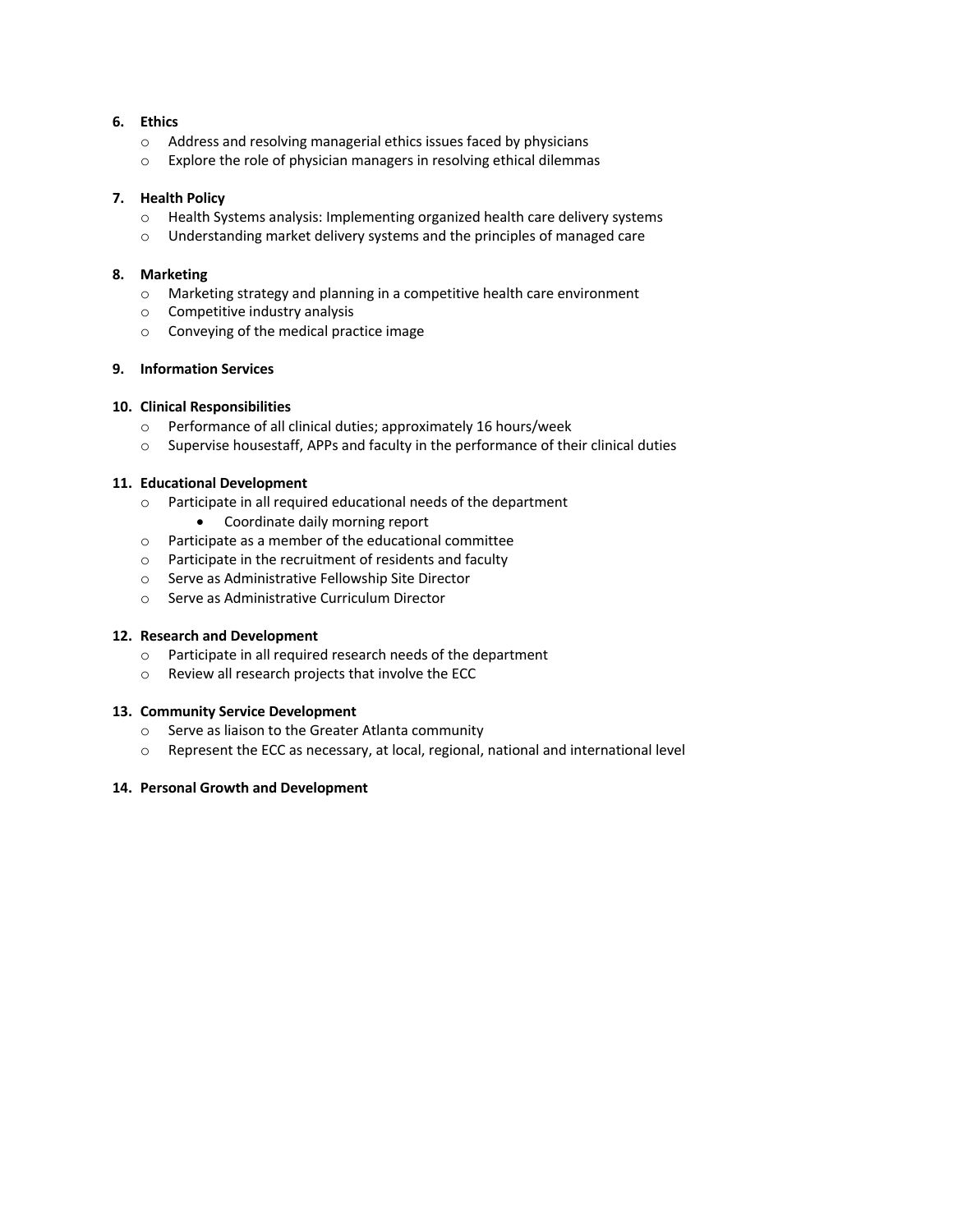6. **Ethics**
    - Address and resolving managerial ethics issues faced by physicians
    - Explore the role of physician managers in resolving ethical dilemmas

7. **Health Policy**
    - Health Systems analysis: Implementing organized health care delivery systems
    - Understanding market delivery systems and the principles of managed care

8. **Marketing**
    - Marketing strategy and planning in a competitive health care environment
    - Competitive industry analysis
    - Conveying of the medical practice image

9. **Information Services**

10. **Clinical Responsibilities**
    - Performance of all clinical duties; approximately 16 hours/week
    - Supervise housestaff, APPs and faculty in the performance of their clinical duties

11. **Educational Development**
    - Participate in all required educational needs of the department
        - Coordinate daily morning report
    - Participate as a member of the educational committee
    - Participate in the recruitment of residents and faculty
    - Serve as Administrative Fellowship Site Director
    - Serve as Administrative Curriculum Director

12. **Research and Development**
    - Participate in all required research needs of the department
    - Review all research projects that involve the ECC

13. **Community Service Development**
    - Serve as liaison to the Greater Atlanta community
    - Represent the ECC as necessary, at local, regional, national and international level

14. **Personal Growth and Development**